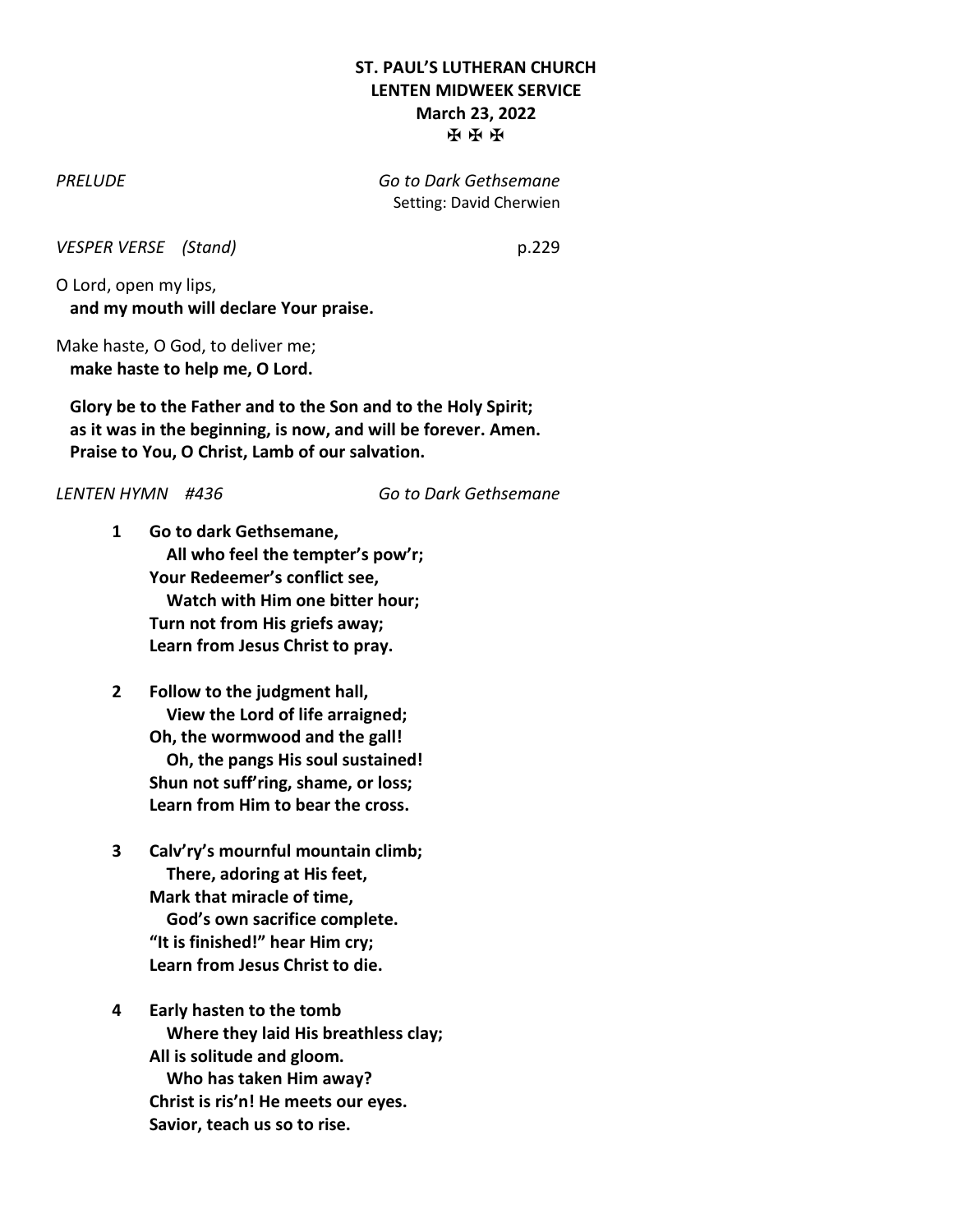**ST. PAUL'S LUTHERAN CHURCH**
**LENTEN MIDWEEK SERVICE**
**March 23, 2022**
✠ ✠ ✠

*PRELUDE* *Go to Dark Gethsemane*
Setting: David Cherwien

*VESPER VERSE (Stand)* p.229

O Lord, open my lips,
**and my mouth will declare Your praise.**

Make haste, O God, to deliver me;
**make haste to help me, O Lord.**

**Glory be to the Father and to the Son and to the Holy Spirit;**
**as it was in the beginning, is now, and will be forever. Amen.**
**Praise to You, O Christ, Lamb of our salvation.**

*LENTEN HYMN #436* *Go to Dark Gethsemane*

**1** **Go to dark Gethsemane,**
**All who feel the tempter's pow'r;**
**Your Redeemer's conflict see,**
**Watch with Him one bitter hour;**
**Turn not from His griefs away;**
**Learn from Jesus Christ to pray.**

**2** **Follow to the judgment hall,**
**View the Lord of life arraigned;**
**Oh, the wormwood and the gall!**
**Oh, the pangs His soul sustained!**
**Shun not suff'ring, shame, or loss;**
**Learn from Him to bear the cross.**

**3** **Calv'ry's mournful mountain climb;**
**There, adoring at His feet,**
**Mark that miracle of time,**
**God's own sacrifice complete.**
**"It is finished!" hear Him cry;**
**Learn from Jesus Christ to die.**

**4** **Early hasten to the tomb**
**Where they laid His breathless clay;**
**All is solitude and gloom.**
**Who has taken Him away?**
**Christ is ris'n! He meets our eyes.**
**Savior, teach us so to rise.**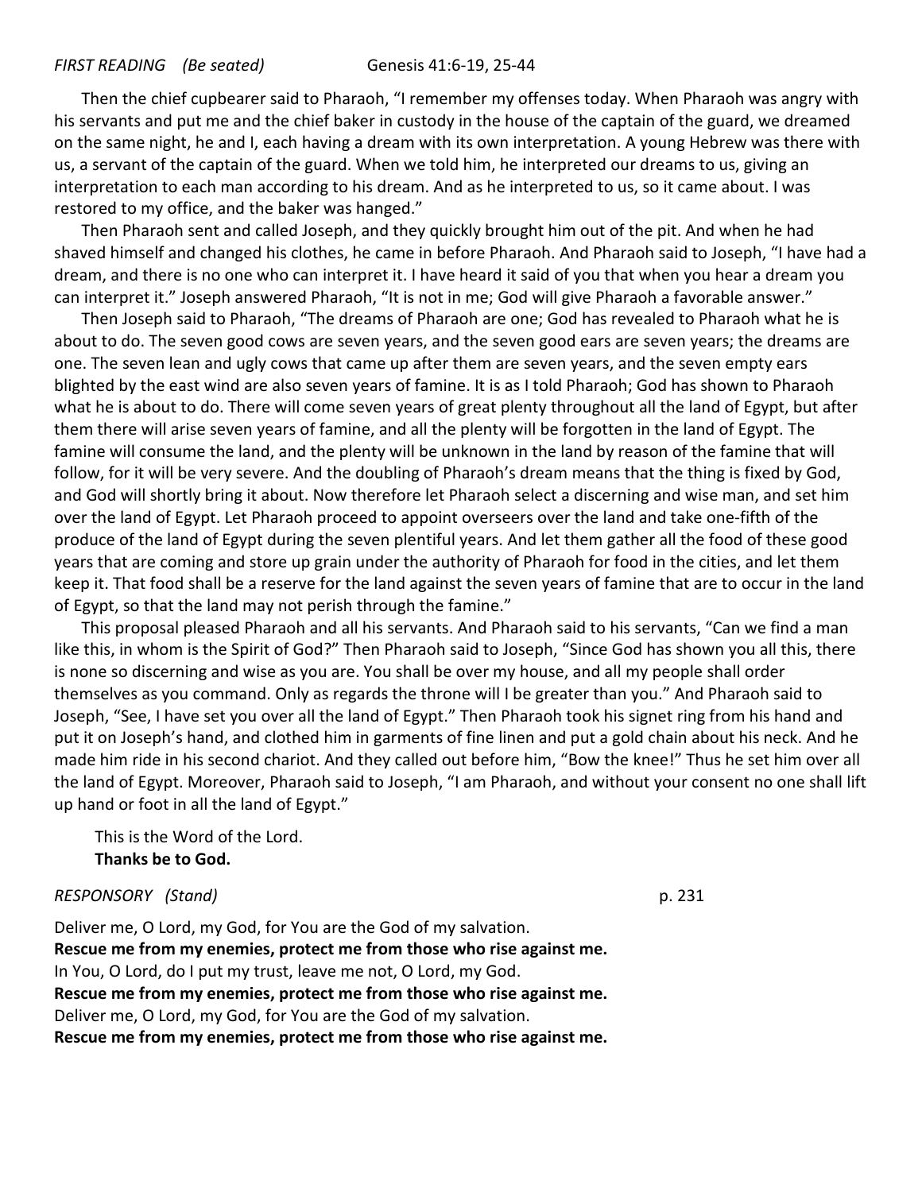*FIRST READING (Be seated)* Genesis 41:6-19, 25-44

Then the chief cupbearer said to Pharaoh, "I remember my offenses today. When Pharaoh was angry with his servants and put me and the chief baker in custody in the house of the captain of the guard, we dreamed on the same night, he and I, each having a dream with its own interpretation. A young Hebrew was there with us, a servant of the captain of the guard. When we told him, he interpreted our dreams to us, giving an interpretation to each man according to his dream. And as he interpreted to us, so it came about. I was restored to my office, and the baker was hanged."

Then Pharaoh sent and called Joseph, and they quickly brought him out of the pit. And when he had shaved himself and changed his clothes, he came in before Pharaoh. And Pharaoh said to Joseph, "I have had a dream, and there is no one who can interpret it. I have heard it said of you that when you hear a dream you can interpret it." Joseph answered Pharaoh, "It is not in me; God will give Pharaoh a favorable answer."

Then Joseph said to Pharaoh, "The dreams of Pharaoh are one; God has revealed to Pharaoh what he is about to do. The seven good cows are seven years, and the seven good ears are seven years; the dreams are one. The seven lean and ugly cows that came up after them are seven years, and the seven empty ears blighted by the east wind are also seven years of famine. It is as I told Pharaoh; God has shown to Pharaoh what he is about to do. There will come seven years of great plenty throughout all the land of Egypt, but after them there will arise seven years of famine, and all the plenty will be forgotten in the land of Egypt. The famine will consume the land, and the plenty will be unknown in the land by reason of the famine that will follow, for it will be very severe. And the doubling of Pharaoh's dream means that the thing is fixed by God, and God will shortly bring it about. Now therefore let Pharaoh select a discerning and wise man, and set him over the land of Egypt. Let Pharaoh proceed to appoint overseers over the land and take one-fifth of the produce of the land of Egypt during the seven plentiful years. And let them gather all the food of these good years that are coming and store up grain under the authority of Pharaoh for food in the cities, and let them keep it. That food shall be a reserve for the land against the seven years of famine that are to occur in the land of Egypt, so that the land may not perish through the famine."

This proposal pleased Pharaoh and all his servants. And Pharaoh said to his servants, "Can we find a man like this, in whom is the Spirit of God?" Then Pharaoh said to Joseph, "Since God has shown you all this, there is none so discerning and wise as you are. You shall be over my house, and all my people shall order themselves as you command. Only as regards the throne will I be greater than you." And Pharaoh said to Joseph, "See, I have set you over all the land of Egypt." Then Pharaoh took his signet ring from his hand and put it on Joseph's hand, and clothed him in garments of fine linen and put a gold chain about his neck. And he made him ride in his second chariot. And they called out before him, "Bow the knee!" Thus he set him over all the land of Egypt. Moreover, Pharaoh said to Joseph, "I am Pharaoh, and without your consent no one shall lift up hand or foot in all the land of Egypt."

This is the Word of the Lord.
**Thanks be to God.**

*RESPONSORY (Stand)* p. 231

Deliver me, O Lord, my God, for You are the God of my salvation.
**Rescue me from my enemies, protect me from those who rise against me.**
In You, O Lord, do I put my trust, leave me not, O Lord, my God.
**Rescue me from my enemies, protect me from those who rise against me.**
Deliver me, O Lord, my God, for You are the God of my salvation.
**Rescue me from my enemies, protect me from those who rise against me.**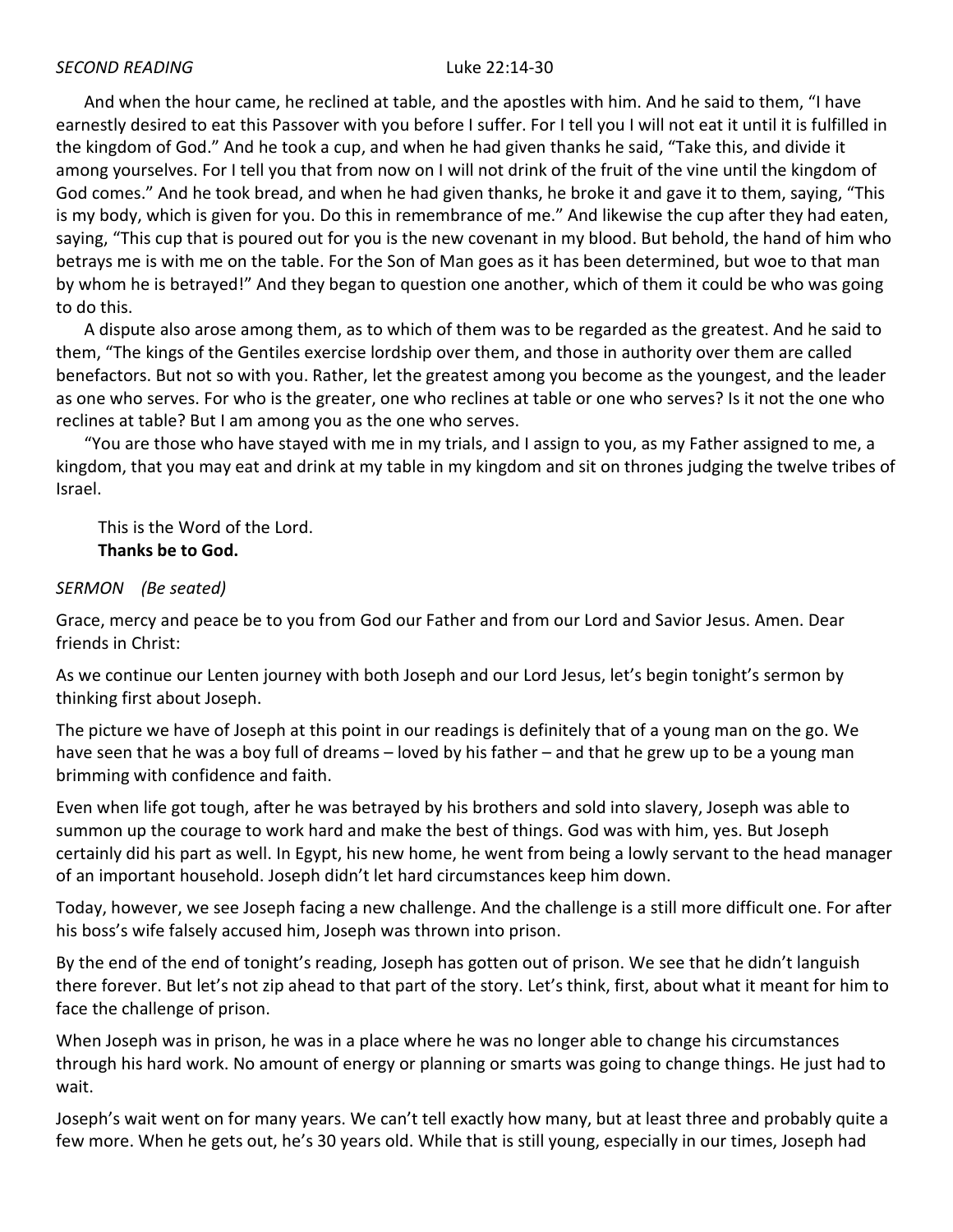*SECOND READING* Luke 22:14-30

And when the hour came, he reclined at table, and the apostles with him. And he said to them, "I have earnestly desired to eat this Passover with you before I suffer. For I tell you I will not eat it until it is fulfilled in the kingdom of God." And he took a cup, and when he had given thanks he said, "Take this, and divide it among yourselves. For I tell you that from now on I will not drink of the fruit of the vine until the kingdom of God comes." And he took bread, and when he had given thanks, he broke it and gave it to them, saying, "This is my body, which is given for you. Do this in remembrance of me." And likewise the cup after they had eaten, saying, "This cup that is poured out for you is the new covenant in my blood. But behold, the hand of him who betrays me is with me on the table. For the Son of Man goes as it has been determined, but woe to that man by whom he is betrayed!" And they began to question one another, which of them it could be who was going to do this.

A dispute also arose among them, as to which of them was to be regarded as the greatest. And he said to them, "The kings of the Gentiles exercise lordship over them, and those in authority over them are called benefactors. But not so with you. Rather, let the greatest among you become as the youngest, and the leader as one who serves. For who is the greater, one who reclines at table or one who serves? Is it not the one who reclines at table? But I am among you as the one who serves.

"You are those who have stayed with me in my trials, and I assign to you, as my Father assigned to me, a kingdom, that you may eat and drink at my table in my kingdom and sit on thrones judging the twelve tribes of Israel.

This is the Word of the Lord.
**Thanks be to God.**

*SERMON (Be seated)*

Grace, mercy and peace be to you from God our Father and from our Lord and Savior Jesus. Amen. Dear friends in Christ:

As we continue our Lenten journey with both Joseph and our Lord Jesus, let's begin tonight's sermon by thinking first about Joseph.

The picture we have of Joseph at this point in our readings is definitely that of a young man on the go. We have seen that he was a boy full of dreams – loved by his father – and that he grew up to be a young man brimming with confidence and faith.

Even when life got tough, after he was betrayed by his brothers and sold into slavery, Joseph was able to summon up the courage to work hard and make the best of things. God was with him, yes. But Joseph certainly did his part as well. In Egypt, his new home, he went from being a lowly servant to the head manager of an important household. Joseph didn't let hard circumstances keep him down.

Today, however, we see Joseph facing a new challenge. And the challenge is a still more difficult one. For after his boss's wife falsely accused him, Joseph was thrown into prison.

By the end of the end of tonight's reading, Joseph has gotten out of prison. We see that he didn't languish there forever. But let's not zip ahead to that part of the story. Let's think, first, about what it meant for him to face the challenge of prison.

When Joseph was in prison, he was in a place where he was no longer able to change his circumstances through his hard work. No amount of energy or planning or smarts was going to change things. He just had to wait.

Joseph's wait went on for many years. We can't tell exactly how many, but at least three and probably quite a few more. When he gets out, he's 30 years old. While that is still young, especially in our times, Joseph had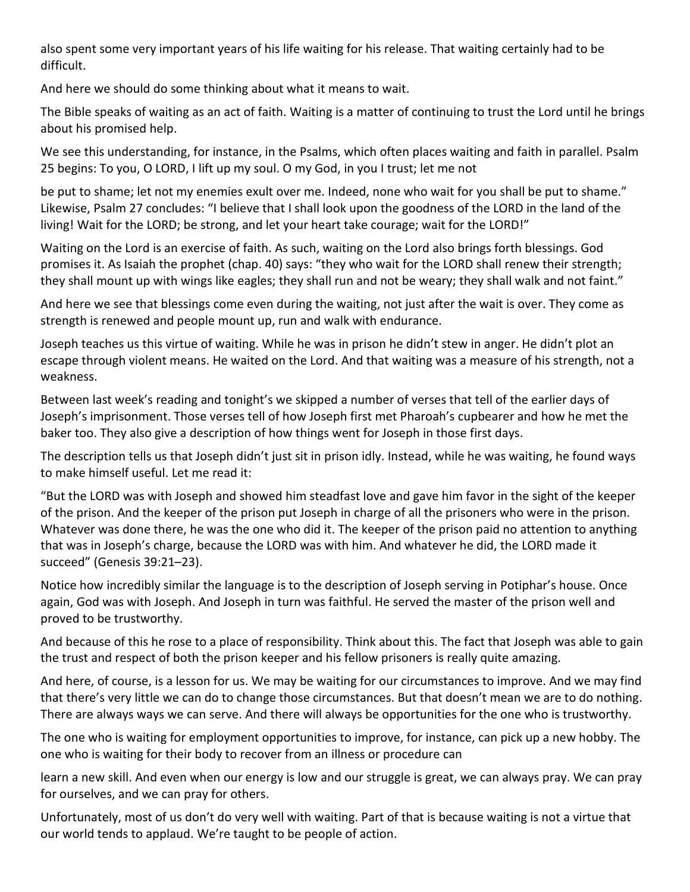also spent some very important years of his life waiting for his release. That waiting certainly had to be difficult.

And here we should do some thinking about what it means to wait.

The Bible speaks of waiting as an act of faith. Waiting is a matter of continuing to trust the Lord until he brings about his promised help.

We see this understanding, for instance, in the Psalms, which often places waiting and faith in parallel. Psalm 25 begins: To you, O LORD, I lift up my soul. O my God, in you I trust; let me not

be put to shame; let not my enemies exult over me. Indeed, none who wait for you shall be put to shame." Likewise, Psalm 27 concludes: "I believe that I shall look upon the goodness of the LORD in the land of the living! Wait for the LORD; be strong, and let your heart take courage; wait for the LORD!"

Waiting on the Lord is an exercise of faith. As such, waiting on the Lord also brings forth blessings. God promises it. As Isaiah the prophet (chap. 40) says: "they who wait for the LORD shall renew their strength; they shall mount up with wings like eagles; they shall run and not be weary; they shall walk and not faint."

And here we see that blessings come even during the waiting, not just after the wait is over. They come as strength is renewed and people mount up, run and walk with endurance.

Joseph teaches us this virtue of waiting. While he was in prison he didn't stew in anger. He didn't plot an escape through violent means. He waited on the Lord. And that waiting was a measure of his strength, not a weakness.

Between last week's reading and tonight's we skipped a number of verses that tell of the earlier days of Joseph's imprisonment. Those verses tell of how Joseph first met Pharoah's cupbearer and how he met the baker too. They also give a description of how things went for Joseph in those first days.

The description tells us that Joseph didn't just sit in prison idly. Instead, while he was waiting, he found ways to make himself useful. Let me read it:

"But the LORD was with Joseph and showed him steadfast love and gave him favor in the sight of the keeper of the prison. And the keeper of the prison put Joseph in charge of all the prisoners who were in the prison. Whatever was done there, he was the one who did it. The keeper of the prison paid no attention to anything that was in Joseph's charge, because the LORD was with him. And whatever he did, the LORD made it succeed" (Genesis 39:21–23).

Notice how incredibly similar the language is to the description of Joseph serving in Potiphar's house. Once again, God was with Joseph. And Joseph in turn was faithful. He served the master of the prison well and proved to be trustworthy.

And because of this he rose to a place of responsibility. Think about this. The fact that Joseph was able to gain the trust and respect of both the prison keeper and his fellow prisoners is really quite amazing.

And here, of course, is a lesson for us. We may be waiting for our circumstances to improve. And we may find that there's very little we can do to change those circumstances. But that doesn't mean we are to do nothing. There are always ways we can serve. And there will always be opportunities for the one who is trustworthy.

The one who is waiting for employment opportunities to improve, for instance, can pick up a new hobby. The one who is waiting for their body to recover from an illness or procedure can

learn a new skill. And even when our energy is low and our struggle is great, we can always pray. We can pray for ourselves, and we can pray for others.

Unfortunately, most of us don't do very well with waiting. Part of that is because waiting is not a virtue that our world tends to applaud. We're taught to be people of action.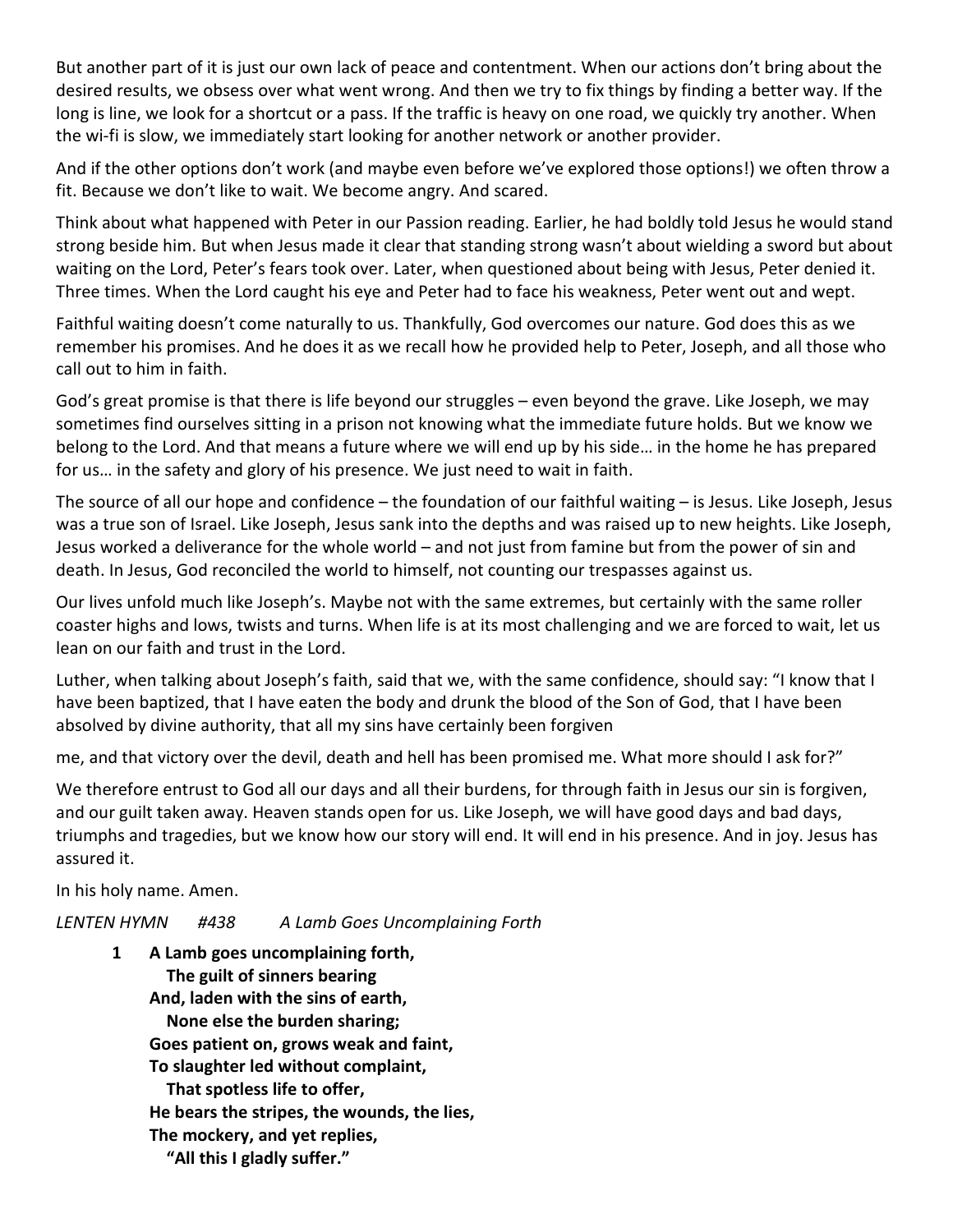But another part of it is just our own lack of peace and contentment. When our actions don't bring about the desired results, we obsess over what went wrong. And then we try to fix things by finding a better way. If the long is line, we look for a shortcut or a pass. If the traffic is heavy on one road, we quickly try another. When the wi-fi is slow, we immediately start looking for another network or another provider.

And if the other options don't work (and maybe even before we've explored those options!) we often throw a fit. Because we don't like to wait. We become angry. And scared.

Think about what happened with Peter in our Passion reading. Earlier, he had boldly told Jesus he would stand strong beside him. But when Jesus made it clear that standing strong wasn't about wielding a sword but about waiting on the Lord, Peter's fears took over. Later, when questioned about being with Jesus, Peter denied it. Three times. When the Lord caught his eye and Peter had to face his weakness, Peter went out and wept.

Faithful waiting doesn't come naturally to us. Thankfully, God overcomes our nature. God does this as we remember his promises. And he does it as we recall how he provided help to Peter, Joseph, and all those who call out to him in faith.

God's great promise is that there is life beyond our struggles – even beyond the grave. Like Joseph, we may sometimes find ourselves sitting in a prison not knowing what the immediate future holds. But we know we belong to the Lord. And that means a future where we will end up by his side… in the home he has prepared for us… in the safety and glory of his presence. We just need to wait in faith.

The source of all our hope and confidence – the foundation of our faithful waiting – is Jesus. Like Joseph, Jesus was a true son of Israel. Like Joseph, Jesus sank into the depths and was raised up to new heights. Like Joseph, Jesus worked a deliverance for the whole world – and not just from famine but from the power of sin and death. In Jesus, God reconciled the world to himself, not counting our trespasses against us.

Our lives unfold much like Joseph's. Maybe not with the same extremes, but certainly with the same roller coaster highs and lows, twists and turns. When life is at its most challenging and we are forced to wait, let us lean on our faith and trust in the Lord.

Luther, when talking about Joseph's faith, said that we, with the same confidence, should say: "I know that I have been baptized, that I have eaten the body and drunk the blood of the Son of God, that I have been absolved by divine authority, that all my sins have certainly been forgiven

me, and that victory over the devil, death and hell has been promised me. What more should I ask for?"

We therefore entrust to God all our days and all their burdens, for through faith in Jesus our sin is forgiven, and our guilt taken away. Heaven stands open for us. Like Joseph, we will have good days and bad days, triumphs and tragedies, but we know how our story will end. It will end in his presence. And in joy. Jesus has assured it.

In his holy name. Amen.

*LENTEN HYMN #438 A Lamb Goes Uncomplaining Forth*

**1 A Lamb goes uncomplaining forth,**
**The guilt of sinners bearing**
**And, laden with the sins of earth,**
**None else the burden sharing;**
**Goes patient on, grows weak and faint,**
**To slaughter led without complaint,**
**That spotless life to offer,**
**He bears the stripes, the wounds, the lies,**
**The mockery, and yet replies,**
**"All this I gladly suffer."**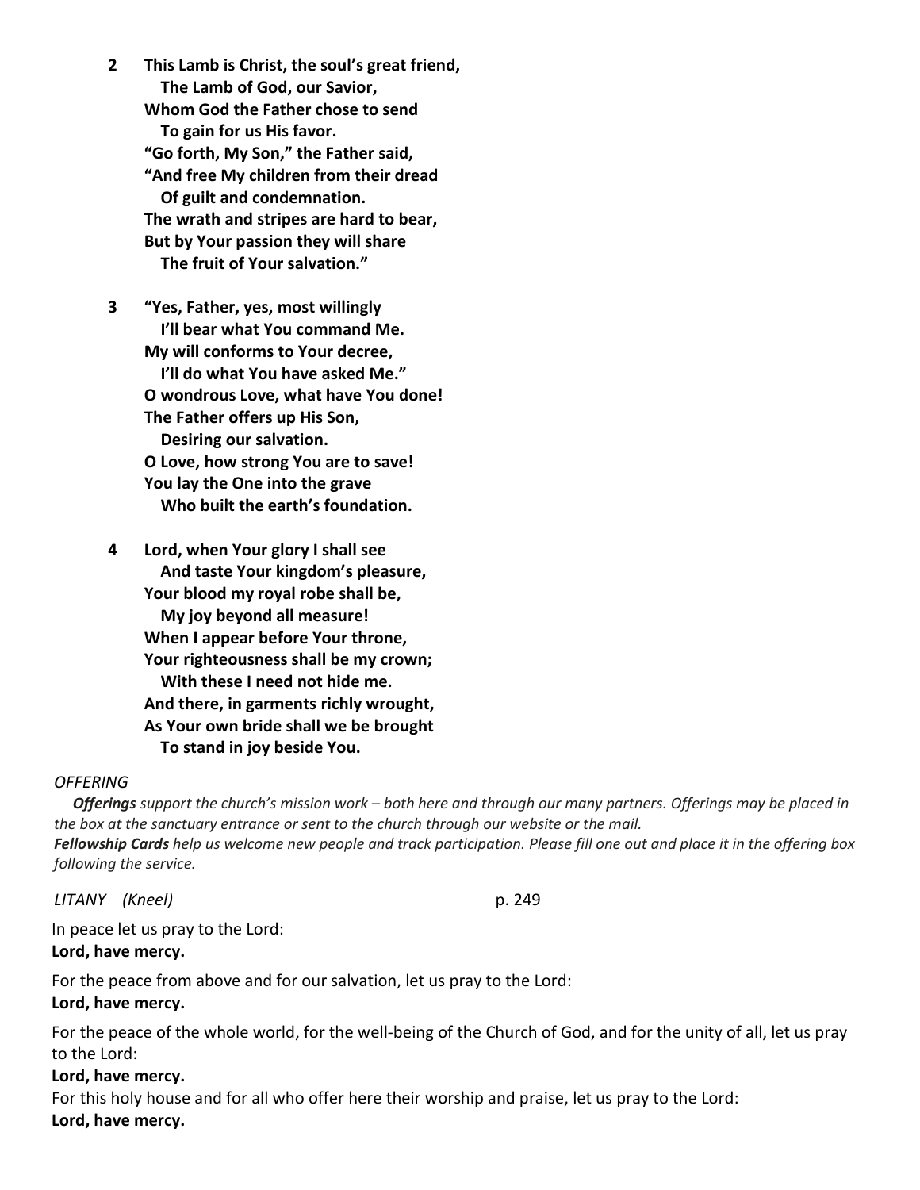**2 This Lamb is Christ, the soul's great friend,**
**The Lamb of God, our Savior,**
**Whom God the Father chose to send**
**To gain for us His favor.**
**"Go forth, My Son," the Father said,**
**"And free My children from their dread**
**Of guilt and condemnation.**
**The wrath and stripes are hard to bear,**
**But by Your passion they will share**
**The fruit of Your salvation."**

**3 "Yes, Father, yes, most willingly**
**I'll bear what You command Me.**
**My will conforms to Your decree,**
**I'll do what You have asked Me."**
**O wondrous Love, what have You done!**
**The Father offers up His Son,**
**Desiring our salvation.**
**O Love, how strong You are to save!**
**You lay the One into the grave**
**Who built the earth's foundation.**

**4 Lord, when Your glory I shall see**
**And taste Your kingdom's pleasure,**
**Your blood my royal robe shall be,**
**My joy beyond all measure!**
**When I appear before Your throne,**
**Your righteousness shall be my crown;**
**With these I need not hide me.**
**And there, in garments richly wrought,**
**As Your own bride shall we be brought**
**To stand in joy beside You.**

*OFFERING*

***Offerings*** *support the church's mission work – both here and through our many partners. Offerings may be placed in the box at the sanctuary entrance or sent to the church through our website or the mail.*
***Fellowship Cards*** *help us welcome new people and track participation. Please fill one out and place it in the offering box following the service.*

*LITANY (Kneel)* p. 249

In peace let us pray to the Lord:
**Lord, have mercy.**

For the peace from above and for our salvation, let us pray to the Lord:
**Lord, have mercy.**

For the peace of the whole world, for the well-being of the Church of God, and for the unity of all, let us pray to the Lord:
**Lord, have mercy.**

For this holy house and for all who offer here their worship and praise, let us pray to the Lord:
**Lord, have mercy.**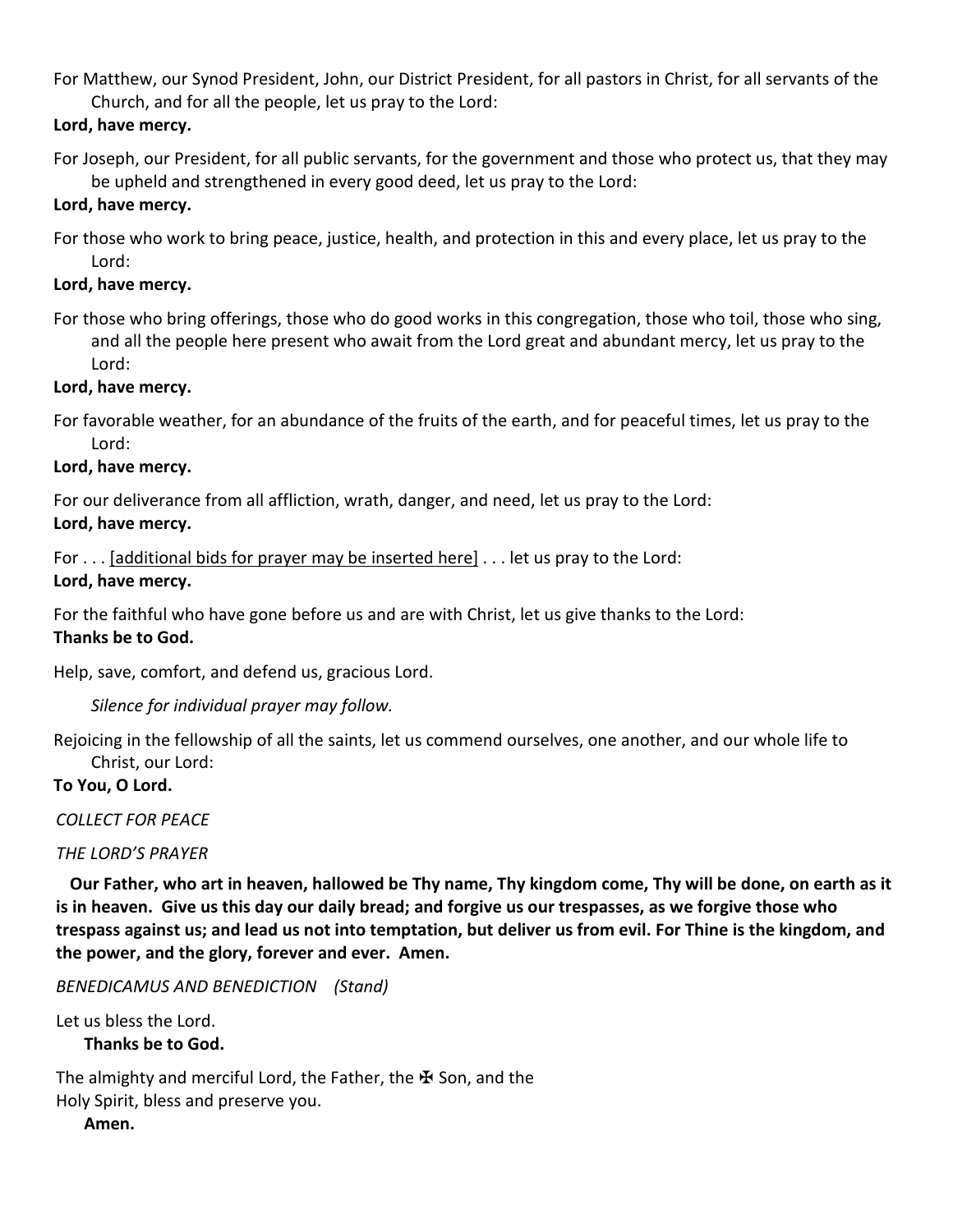For Matthew, our Synod President, John, our District President, for all pastors in Christ, for all servants of the Church, and for all the people, let us pray to the Lord:

**Lord, have mercy.**

For Joseph, our President, for all public servants, for the government and those who protect us, that they may be upheld and strengthened in every good deed, let us pray to the Lord:

**Lord, have mercy.**

For those who work to bring peace, justice, health, and protection in this and every place, let us pray to the Lord:

**Lord, have mercy.**

For those who bring offerings, those who do good works in this congregation, those who toil, those who sing, and all the people here present who await from the Lord great and abundant mercy, let us pray to the Lord:

**Lord, have mercy.**

For favorable weather, for an abundance of the fruits of the earth, and for peaceful times, let us pray to the Lord:

**Lord, have mercy.**

For our deliverance from all affliction, wrath, danger, and need, let us pray to the Lord:

**Lord, have mercy.**

For . . . <u>[additional bids for prayer may be inserted here]</u> . . . let us pray to the Lord:

**Lord, have mercy.**

For the faithful who have gone before us and are with Christ, let us give thanks to the Lord:

**Thanks be to God.**

Help, save, comfort, and defend us, gracious Lord.

*Silence for individual prayer may follow.*

Rejoicing in the fellowship of all the saints, let us commend ourselves, one another, and our whole life to Christ, our Lord:

**To You, O Lord.**

*COLLECT FOR PEACE*

*THE LORD'S PRAYER*

**Our Father, who art in heaven, hallowed be Thy name, Thy kingdom come, Thy will be done, on earth as it is in heaven. Give us this day our daily bread; and forgive us our trespasses, as we forgive those who trespass against us; and lead us not into temptation, but deliver us from evil. For Thine is the kingdom, and the power, and the glory, forever and ever. Amen.**

*BENEDICAMUS AND BENEDICTION (Stand)*

Let us bless the Lord.

**Thanks be to God.**

The almighty and merciful Lord, the Father, the ✠ Son, and the Holy Spirit, bless and preserve you.

**Amen.**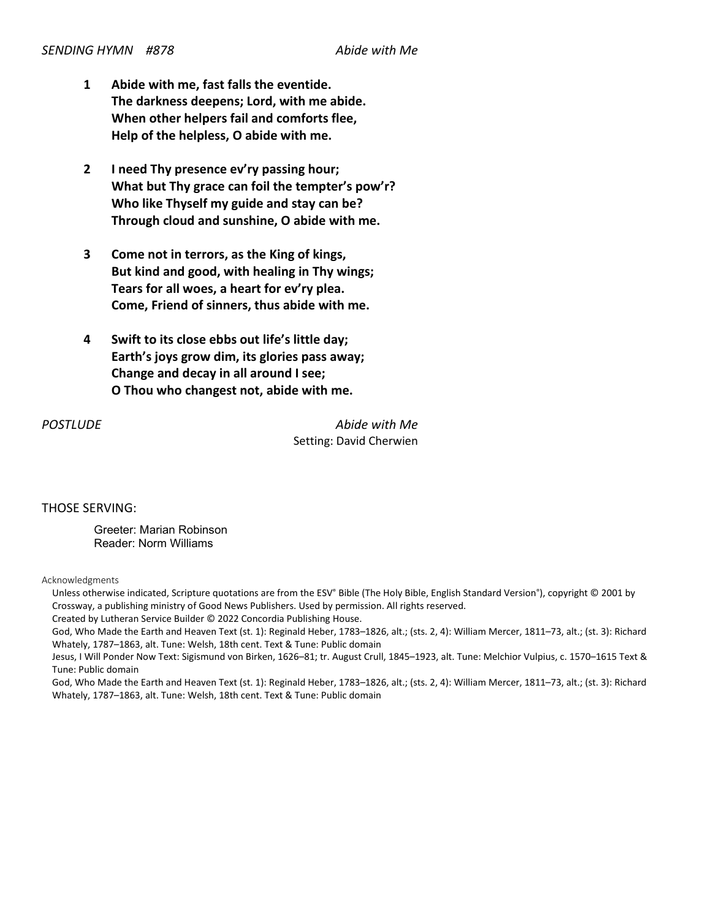*SENDING HYMN #878* *Abide with Me*

**1 Abide with me, fast falls the eventide.**
**The darkness deepens; Lord, with me abide.**
**When other helpers fail and comforts flee,**
**Help of the helpless, O abide with me.**

**2 I need Thy presence ev'ry passing hour;**
**What but Thy grace can foil the tempter's pow'r?**
**Who like Thyself my guide and stay can be?**
**Through cloud and sunshine, O abide with me.**

**3 Come not in terrors, as the King of kings,**
**But kind and good, with healing in Thy wings;**
**Tears for all woes, a heart for ev'ry plea.**
**Come, Friend of sinners, thus abide with me.**

**4 Swift to its close ebbs out life's little day;**
**Earth's joys grow dim, its glories pass away;**
**Change and decay in all around I see;**
**O Thou who changest not, abide with me.**

*POSTLUDE* *Abide with Me*
Setting: David Cherwien

THOSE SERVING:

Greeter: Marian Robinson
Reader: Norm Williams

Acknowledgments

Unless otherwise indicated, Scripture quotations are from the ESV® Bible (The Holy Bible, English Standard Version®), copyright © 2001 by Crossway, a publishing ministry of Good News Publishers. Used by permission. All rights reserved.

Created by Lutheran Service Builder © 2022 Concordia Publishing House.

God, Who Made the Earth and Heaven Text (st. 1): Reginald Heber, 1783–1826, alt.; (sts. 2, 4): William Mercer, 1811–73, alt.; (st. 3): Richard Whately, 1787–1863, alt. Tune: Welsh, 18th cent. Text & Tune: Public domain

Jesus, I Will Ponder Now Text: Sigismund von Birken, 1626–81; tr. August Crull, 1845–1923, alt. Tune: Melchior Vulpius, c. 1570–1615 Text & Tune: Public domain

God, Who Made the Earth and Heaven Text (st. 1): Reginald Heber, 1783–1826, alt.; (sts. 2, 4): William Mercer, 1811–73, alt.; (st. 3): Richard Whately, 1787–1863, alt. Tune: Welsh, 18th cent. Text & Tune: Public domain